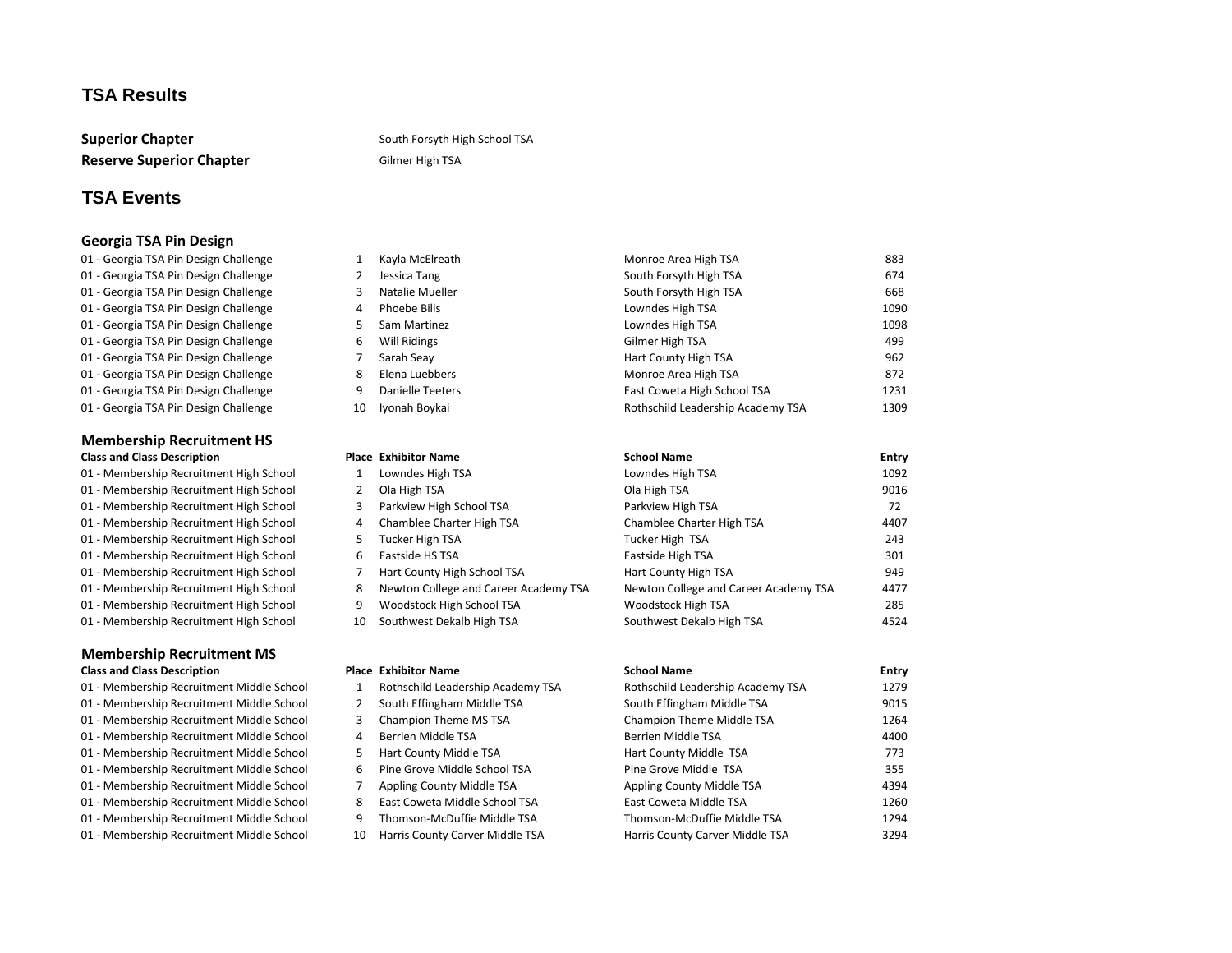# TSA Results

**Superior Chapter** South Forsyth High School TSA
**Reserve Superior Chapter** Gilmer High TSA

# TSA Events

### Georgia TSA Pin Design

| Class and Class Description | Place | Exhibitor Name | School Name | Entry |
|---|---|---|---|---|
| 01 - Georgia TSA Pin Design Challenge | 1 | Kayla McElreath | Monroe Area High TSA | 883 |
| 01 - Georgia TSA Pin Design Challenge | 2 | Jessica Tang | South Forsyth High TSA | 674 |
| 01 - Georgia TSA Pin Design Challenge | 3 | Natalie Mueller | South Forsyth High TSA | 668 |
| 01 - Georgia TSA Pin Design Challenge | 4 | Phoebe Bills | Lowndes High TSA | 1090 |
| 01 - Georgia TSA Pin Design Challenge | 5 | Sam Martinez | Lowndes High TSA | 1098 |
| 01 - Georgia TSA Pin Design Challenge | 6 | Will Ridings | Gilmer High TSA | 499 |
| 01 - Georgia TSA Pin Design Challenge | 7 | Sarah Seay | Hart County High TSA | 962 |
| 01 - Georgia TSA Pin Design Challenge | 8 | Elena Luebbers | Monroe Area High TSA | 872 |
| 01 - Georgia TSA Pin Design Challenge | 9 | Danielle Teeters | East Coweta High School TSA | 1231 |
| 01 - Georgia TSA Pin Design Challenge | 10 | Iyonah Boykai | Rothschild Leadership Academy TSA | 1309 |

### Membership Recruitment HS

| Class and Class Description | Place | Exhibitor Name | School Name | Entry |
|---|---|---|---|---|
| 01 - Membership Recruitment High School | 1 | Lowndes High TSA | Lowndes High TSA | 1092 |
| 01 - Membership Recruitment High School | 2 | Ola High TSA | Ola High TSA | 9016 |
| 01 - Membership Recruitment High School | 3 | Parkview High School TSA | Parkview High TSA | 72 |
| 01 - Membership Recruitment High School | 4 | Chamblee Charter High TSA | Chamblee Charter High TSA | 4407 |
| 01 - Membership Recruitment High School | 5 | Tucker High TSA | Tucker High TSA | 243 |
| 01 - Membership Recruitment High School | 6 | Eastside HS TSA | Eastside High TSA | 301 |
| 01 - Membership Recruitment High School | 7 | Hart County High School TSA | Hart County High TSA | 949 |
| 01 - Membership Recruitment High School | 8 | Newton College and Career Academy TSA | Newton College and Career Academy TSA | 4477 |
| 01 - Membership Recruitment High School | 9 | Woodstock High School TSA | Woodstock High TSA | 285 |
| 01 - Membership Recruitment High School | 10 | Southwest Dekalb High TSA | Southwest Dekalb High TSA | 4524 |

### Membership Recruitment MS

| Class and Class Description | Place | Exhibitor Name | School Name | Entry |
|---|---|---|---|---|
| 01 - Membership Recruitment Middle School | 1 | Rothschild Leadership Academy TSA | Rothschild Leadership Academy TSA | 1279 |
| 01 - Membership Recruitment Middle School | 2 | South Effingham Middle TSA | South Effingham Middle TSA | 9015 |
| 01 - Membership Recruitment Middle School | 3 | Champion Theme MS TSA | Champion Theme Middle TSA | 1264 |
| 01 - Membership Recruitment Middle School | 4 | Berrien Middle TSA | Berrien Middle TSA | 4400 |
| 01 - Membership Recruitment Middle School | 5 | Hart County Middle TSA | Hart County Middle TSA | 773 |
| 01 - Membership Recruitment Middle School | 6 | Pine Grove Middle School TSA | Pine Grove Middle TSA | 355 |
| 01 - Membership Recruitment Middle School | 7 | Appling County Middle TSA | Appling County Middle TSA | 4394 |
| 01 - Membership Recruitment Middle School | 8 | East Coweta Middle School TSA | East Coweta Middle TSA | 1260 |
| 01 - Membership Recruitment Middle School | 9 | Thomson-McDuffie Middle TSA | Thomson-McDuffie Middle TSA | 1294 |
| 01 - Membership Recruitment Middle School | 10 | Harris County Carver Middle TSA | Harris County Carver Middle TSA | 3294 |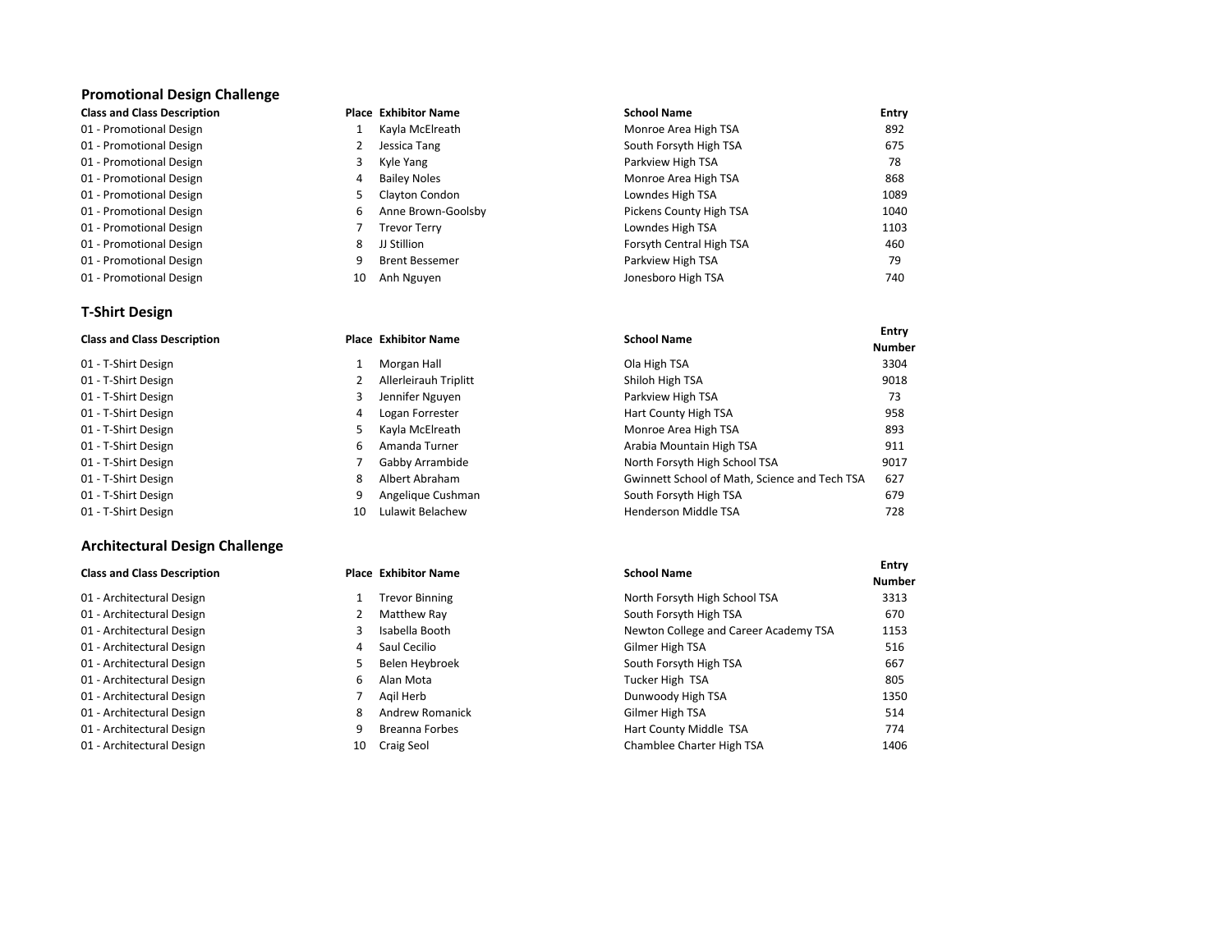## Promotional Design Challenge

| Class and Class Description | Place | Exhibitor Name | School Name | Entry |
|---|---|---|---|---|
| 01 - Promotional Design | 1 | Kayla McElreath | Monroe Area High TSA | 892 |
| 01 - Promotional Design | 2 | Jessica Tang | South Forsyth High TSA | 675 |
| 01 - Promotional Design | 3 | Kyle Yang | Parkview High TSA | 78 |
| 01 - Promotional Design | 4 | Bailey Noles | Monroe Area High TSA | 868 |
| 01 - Promotional Design | 5 | Clayton Condon | Lowndes High TSA | 1089 |
| 01 - Promotional Design | 6 | Anne Brown-Goolsby | Pickens County High TSA | 1040 |
| 01 - Promotional Design | 7 | Trevor Terry | Lowndes High TSA | 1103 |
| 01 - Promotional Design | 8 | JJ Stillion | Forsyth Central High TSA | 460 |
| 01 - Promotional Design | 9 | Brent Bessemer | Parkview High TSA | 79 |
| 01 - Promotional Design | 10 | Anh Nguyen | Jonesboro High TSA | 740 |

## T-Shirt Design

| Class and Class Description | Place | Exhibitor Name | School Name | Entry Number |
|---|---|---|---|---|
| 01 - T-Shirt Design | 1 | Morgan Hall | Ola High TSA | 3304 |
| 01 - T-Shirt Design | 2 | Allerleirauh Triplitt | Shiloh High TSA | 9018 |
| 01 - T-Shirt Design | 3 | Jennifer Nguyen | Parkview High TSA | 73 |
| 01 - T-Shirt Design | 4 | Logan Forrester | Hart County High TSA | 958 |
| 01 - T-Shirt Design | 5 | Kayla McElreath | Monroe Area High TSA | 893 |
| 01 - T-Shirt Design | 6 | Amanda Turner | Arabia Mountain High TSA | 911 |
| 01 - T-Shirt Design | 7 | Gabby Arrambide | North Forsyth High School TSA | 9017 |
| 01 - T-Shirt Design | 8 | Albert Abraham | Gwinnett School of Math, Science and Tech TSA | 627 |
| 01 - T-Shirt Design | 9 | Angelique Cushman | South Forsyth High TSA | 679 |
| 01 - T-Shirt Design | 10 | Lulawit Belachew | Henderson Middle TSA | 728 |

## Architectural Design Challenge

| Class and Class Description | Place | Exhibitor Name | School Name | Entry Number |
|---|---|---|---|---|
| 01 - Architectural Design | 1 | Trevor Binning | North Forsyth High School TSA | 3313 |
| 01 - Architectural Design | 2 | Matthew Ray | South Forsyth High TSA | 670 |
| 01 - Architectural Design | 3 | Isabella Booth | Newton College and Career Academy TSA | 1153 |
| 01 - Architectural Design | 4 | Saul Cecilio | Gilmer High TSA | 516 |
| 01 - Architectural Design | 5 | Belen Heybroek | South Forsyth High TSA | 667 |
| 01 - Architectural Design | 6 | Alan Mota | Tucker High TSA | 805 |
| 01 - Architectural Design | 7 | Aqil Herb | Dunwoody High TSA | 1350 |
| 01 - Architectural Design | 8 | Andrew Romanick | Gilmer High TSA | 514 |
| 01 - Architectural Design | 9 | Breanna Forbes | Hart County Middle TSA | 774 |
| 01 - Architectural Design | 10 | Craig Seol | Chamblee Charter High TSA | 1406 |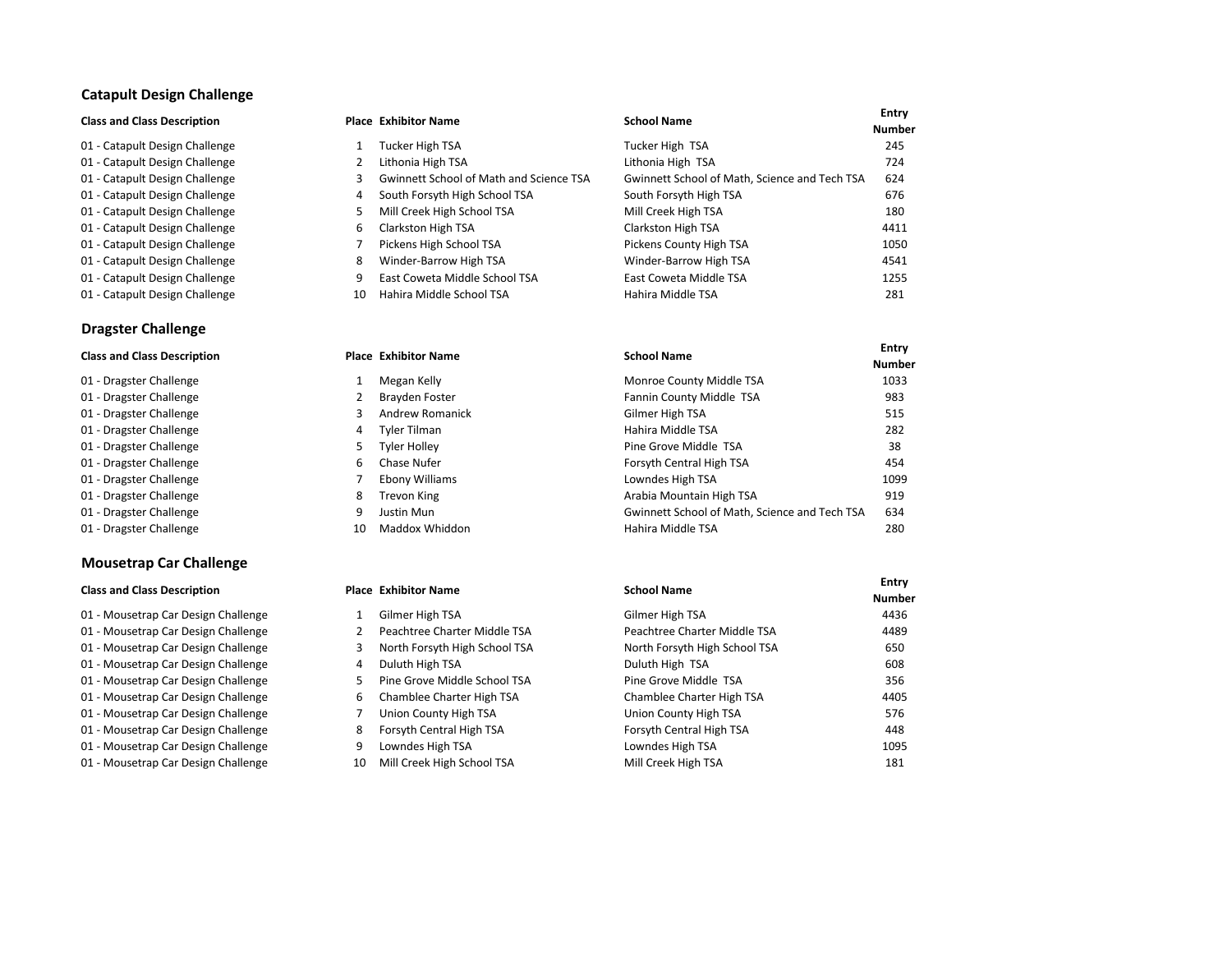### Catapult Design Challenge

| Class and Class Description | Place | Exhibitor Name | School Name | Entry Number |
|---|---|---|---|---|
| 01 - Catapult Design Challenge | 1 | Tucker High TSA | Tucker High TSA | 245 |
| 01 - Catapult Design Challenge | 2 | Lithonia High TSA | Lithonia High TSA | 724 |
| 01 - Catapult Design Challenge | 3 | Gwinnett School of Math and Science TSA | Gwinnett School of Math, Science and Tech TSA | 624 |
| 01 - Catapult Design Challenge | 4 | South Forsyth High School TSA | South Forsyth High TSA | 676 |
| 01 - Catapult Design Challenge | 5 | Mill Creek High School TSA | Mill Creek High TSA | 180 |
| 01 - Catapult Design Challenge | 6 | Clarkston High TSA | Clarkston High TSA | 4411 |
| 01 - Catapult Design Challenge | 7 | Pickens High School TSA | Pickens County High TSA | 1050 |
| 01 - Catapult Design Challenge | 8 | Winder-Barrow High TSA | Winder-Barrow High TSA | 4541 |
| 01 - Catapult Design Challenge | 9 | East Coweta Middle School TSA | East Coweta Middle TSA | 1255 |
| 01 - Catapult Design Challenge | 10 | Hahira Middle School TSA | Hahira Middle TSA | 281 |

### Dragster Challenge

| Class and Class Description | Place | Exhibitor Name | School Name | Entry Number |
|---|---|---|---|---|
| 01 - Dragster Challenge | 1 | Megan Kelly | Monroe County Middle TSA | 1033 |
| 01 - Dragster Challenge | 2 | Brayden Foster | Fannin County Middle TSA | 983 |
| 01 - Dragster Challenge | 3 | Andrew Romanick | Gilmer High TSA | 515 |
| 01 - Dragster Challenge | 4 | Tyler Tilman | Hahira Middle TSA | 282 |
| 01 - Dragster Challenge | 5 | Tyler Holley | Pine Grove Middle TSA | 38 |
| 01 - Dragster Challenge | 6 | Chase Nufer | Forsyth Central High TSA | 454 |
| 01 - Dragster Challenge | 7 | Ebony Williams | Lowndes High TSA | 1099 |
| 01 - Dragster Challenge | 8 | Trevon King | Arabia Mountain High TSA | 919 |
| 01 - Dragster Challenge | 9 | Justin Mun | Gwinnett School of Math, Science and Tech TSA | 634 |
| 01 - Dragster Challenge | 10 | Maddox Whiddon | Hahira Middle TSA | 280 |

### Mousetrap Car Challenge

| Class and Class Description | Place | Exhibitor Name | School Name | Entry Number |
|---|---|---|---|---|
| 01 - Mousetrap Car Design Challenge | 1 | Gilmer High TSA | Gilmer High TSA | 4436 |
| 01 - Mousetrap Car Design Challenge | 2 | Peachtree Charter Middle TSA | Peachtree Charter Middle TSA | 4489 |
| 01 - Mousetrap Car Design Challenge | 3 | North Forsyth High School TSA | North Forsyth High School TSA | 650 |
| 01 - Mousetrap Car Design Challenge | 4 | Duluth High TSA | Duluth High TSA | 608 |
| 01 - Mousetrap Car Design Challenge | 5 | Pine Grove Middle School TSA | Pine Grove Middle TSA | 356 |
| 01 - Mousetrap Car Design Challenge | 6 | Chamblee Charter High TSA | Chamblee Charter High TSA | 4405 |
| 01 - Mousetrap Car Design Challenge | 7 | Union County High TSA | Union County High TSA | 576 |
| 01 - Mousetrap Car Design Challenge | 8 | Forsyth Central High TSA | Forsyth Central High TSA | 448 |
| 01 - Mousetrap Car Design Challenge | 9 | Lowndes High TSA | Lowndes High TSA | 1095 |
| 01 - Mousetrap Car Design Challenge | 10 | Mill Creek High School TSA | Mill Creek High TSA | 181 |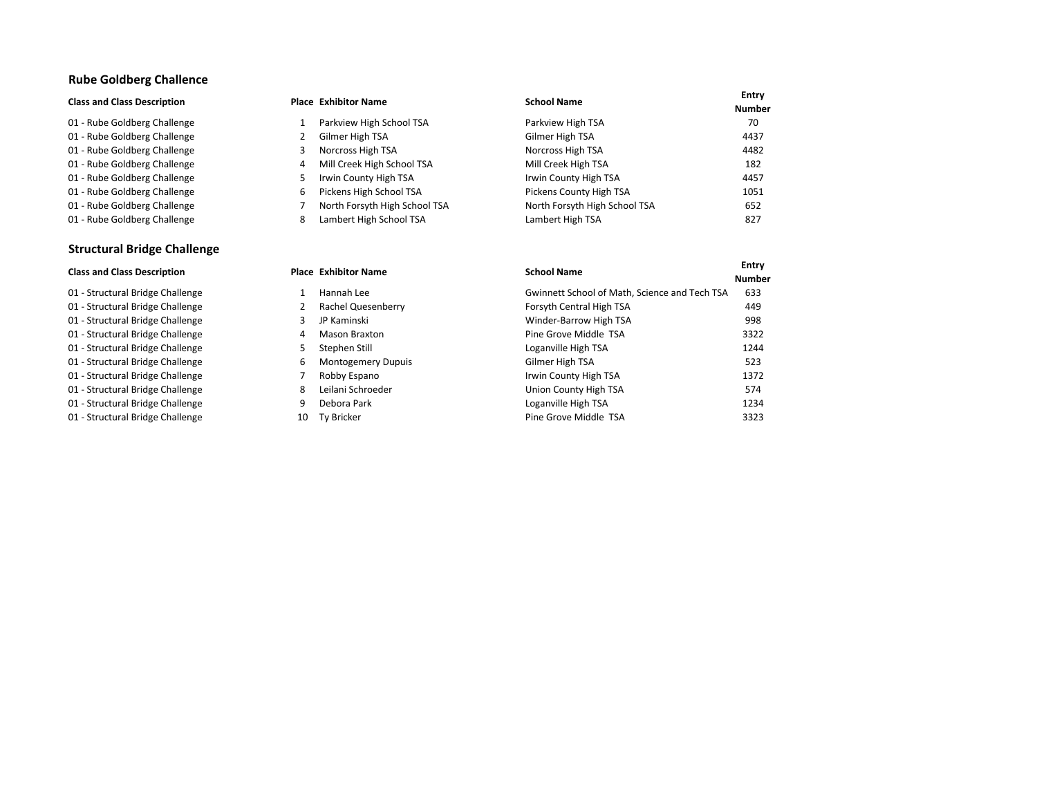## Rube Goldberg Challence

| Class and Class Description | Place | Exhibitor Name | School Name | Entry Number |
| --- | --- | --- | --- | --- |
| 01 - Rube Goldberg Challenge | 1 | Parkview High School TSA | Parkview High TSA | 70 |
| 01 - Rube Goldberg Challenge | 2 | Gilmer High TSA | Gilmer High TSA | 4437 |
| 01 - Rube Goldberg Challenge | 3 | Norcross High TSA | Norcross High TSA | 4482 |
| 01 - Rube Goldberg Challenge | 4 | Mill Creek High School TSA | Mill Creek High TSA | 182 |
| 01 - Rube Goldberg Challenge | 5 | Irwin County High TSA | Irwin County High TSA | 4457 |
| 01 - Rube Goldberg Challenge | 6 | Pickens High School TSA | Pickens County High TSA | 1051 |
| 01 - Rube Goldberg Challenge | 7 | North Forsyth High School TSA | North Forsyth High School TSA | 652 |
| 01 - Rube Goldberg Challenge | 8 | Lambert High School TSA | Lambert High TSA | 827 |

## Structural Bridge Challenge

| Class and Class Description | Place | Exhibitor Name | School Name | Entry Number |
| --- | --- | --- | --- | --- |
| 01 - Structural Bridge Challenge | 1 | Hannah Lee | Gwinnett School of Math, Science and Tech TSA | 633 |
| 01 - Structural Bridge Challenge | 2 | Rachel Quesenberry | Forsyth Central High TSA | 449 |
| 01 - Structural Bridge Challenge | 3 | JP Kaminski | Winder-Barrow High TSA | 998 |
| 01 - Structural Bridge Challenge | 4 | Mason Braxton | Pine Grove Middle TSA | 3322 |
| 01 - Structural Bridge Challenge | 5 | Stephen Still | Loganville High TSA | 1244 |
| 01 - Structural Bridge Challenge | 6 | Montogemery Dupuis | Gilmer High TSA | 523 |
| 01 - Structural Bridge Challenge | 7 | Robby Espano | Irwin County High TSA | 1372 |
| 01 - Structural Bridge Challenge | 8 | Leilani Schroeder | Union County High TSA | 574 |
| 01 - Structural Bridge Challenge | 9 | Debora Park | Loganville High TSA | 1234 |
| 01 - Structural Bridge Challenge | 10 | Ty Bricker | Pine Grove Middle TSA | 3323 |